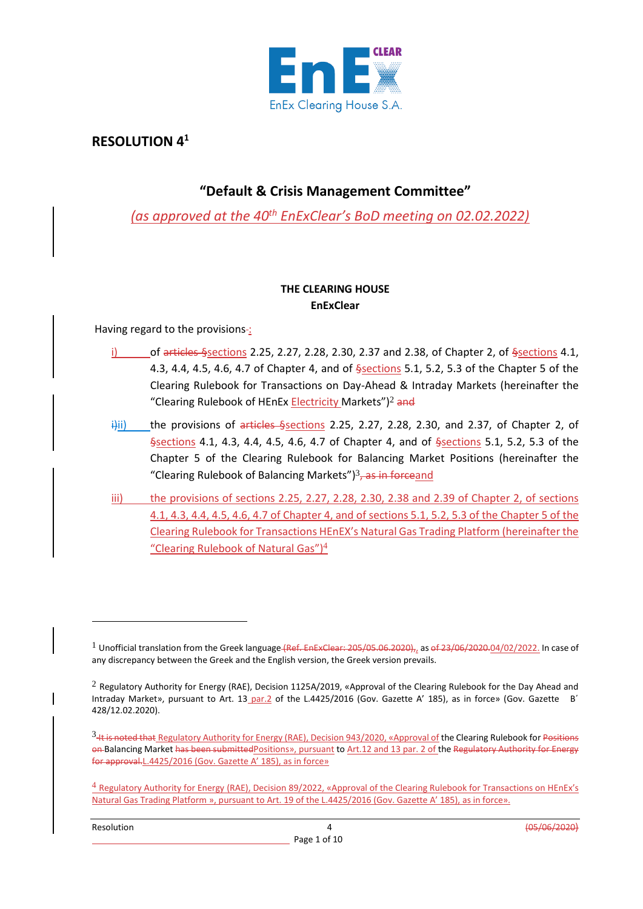## RESOLUTION 4[1]

### "Default & Crisis Management Committee"

*(as approved at the 40th EnExClear's BoD meeting on 02.02.2022)*

**THE CLEARING HOUSE**
**EnExClear**

Having regard to the provisions~~-~~:

i) of ~~articles §~~sections 2.25, 2.27, 2.28, 2.30, 2.37 and 2.38, of Chapter 2, of ~~§~~sections 4.1, 4.3, 4.4, 4.5, 4.6, 4.7 of Chapter 4, and of ~~§~~sections 5.1, 5.2, 5.3 of the Chapter 5 of the Clearing Rulebook for Transactions on Day-Ahead & Intraday Markets (hereinafter the "Clearing Rulebook of HEnEx Electricity Markets")[2] ~~and~~

~~i)~~ii) the provisions of ~~articles §~~sections 2.25, 2.27, 2.28, 2.30, and 2.37, of Chapter 2, of ~~§~~sections 4.1, 4.3, 4.4, 4.5, 4.6, 4.7 of Chapter 4, and of ~~§~~sections 5.1, 5.2, 5.3 of the Chapter 5 of the Clearing Rulebook for Balancing Market Positions (hereinafter the "Clearing Rulebook of Balancing Markets")[3]~~, as in force~~and

iii) the provisions of sections 2.25, 2.27, 2.28, 2.30, 2.38 and 2.39 of Chapter 2, of sections 4.1, 4.3, 4.4, 4.5, 4.6, 4.7 of Chapter 4, and of sections 5.1, 5.2, 5.3 of the Chapter 5 of the Clearing Rulebook for Transactions HEnEX's Natural Gas Trading Platform (hereinafter the "Clearing Rulebook of Natural Gas")[4]

---

[1] Unofficial translation from the Greek language ~~(Ref. EnExClear: 205/05.06.2020),~~, as ~~of 23/06/2020.~~04/02/2022. In case of any discrepancy between the Greek and the English version, the Greek version prevails.

[2] Regulatory Authority for Energy (RAE), Decision 1125A/2019, «Approval of the Clearing Rulebook for the Day Ahead and Intraday Market», pursuant to Art. 13 par.2 of the L.4425/2016 (Gov. Gazette A' 185), as in force» (Gov. Gazette B' 428/12.02.2020).

[3] ~~It is noted that~~ Regulatory Authority for Energy (RAE), Decision 943/2020, «Approval of the Clearing Rulebook for ~~Positions on~~ Balancing Market ~~has been submitted~~Positions», pursuant to Art.12 and 13 par. 2 of the ~~Regulatory Authority for Energy for approval.~~L.4425/2016 (Gov. Gazette A' 185), as in force»

[4] Regulatory Authority for Energy (RAE), Decision 89/2022, «Approval of the Clearing Rulebook for Transactions on HEnEx's Natural Gas Trading Platform », pursuant to Art. 19 of the L.4425/2016 (Gov. Gazette A' 185), as in force».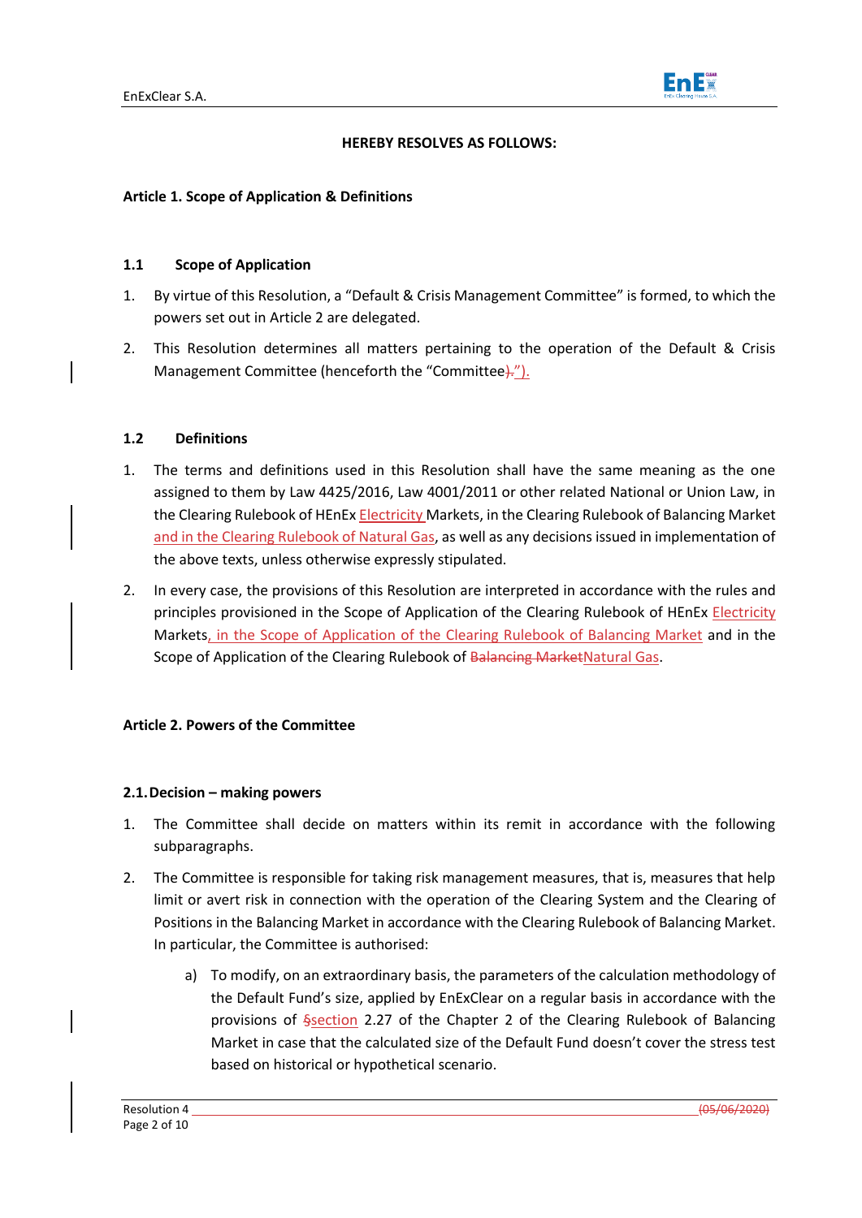**HEREBY RESOLVES AS FOLLOWS:**

**Article 1. Scope of Application & Definitions**

**1.1 Scope of Application**

1. By virtue of this Resolution, a "Default & Crisis Management Committee" is formed, to which the powers set out in Article 2 are delegated.

2. This Resolution determines all matters pertaining to the operation of the Default & Crisis Management Committee (henceforth the "Committee).").

**1.2 Definitions**

1. The terms and definitions used in this Resolution shall have the same meaning as the one assigned to them by Law 4425/2016, Law 4001/2011 or other related National or Union Law, in the Clearing Rulebook of HEnEx Electricity Markets, in the Clearing Rulebook of Balancing Market and in the Clearing Rulebook of Natural Gas, as well as any decisions issued in implementation of the above texts, unless otherwise expressly stipulated.

2. In every case, the provisions of this Resolution are interpreted in accordance with the rules and principles provisioned in the Scope of Application of the Clearing Rulebook of HEnEx Electricity Markets, in the Scope of Application of the Clearing Rulebook of Balancing Market and in the Scope of Application of the Clearing Rulebook of Balancing MarketNatural Gas.

**Article 2. Powers of the Committee**

**2.1. Decision – making powers**

1. The Committee shall decide on matters within its remit in accordance with the following subparagraphs.

2. The Committee is responsible for taking risk management measures, that is, measures that help limit or avert risk in connection with the operation of the Clearing System and the Clearing of Positions in the Balancing Market in accordance with the Clearing Rulebook of Balancing Market. In particular, the Committee is authorised:

    a) To modify, on an extraordinary basis, the parameters of the calculation methodology of the Default Fund's size, applied by EnExClear on a regular basis in accordance with the provisions of §section 2.27 of the Chapter 2 of the Clearing Rulebook of Balancing Market in case that the calculated size of the Default Fund doesn't cover the stress test based on historical or hypothetical scenario.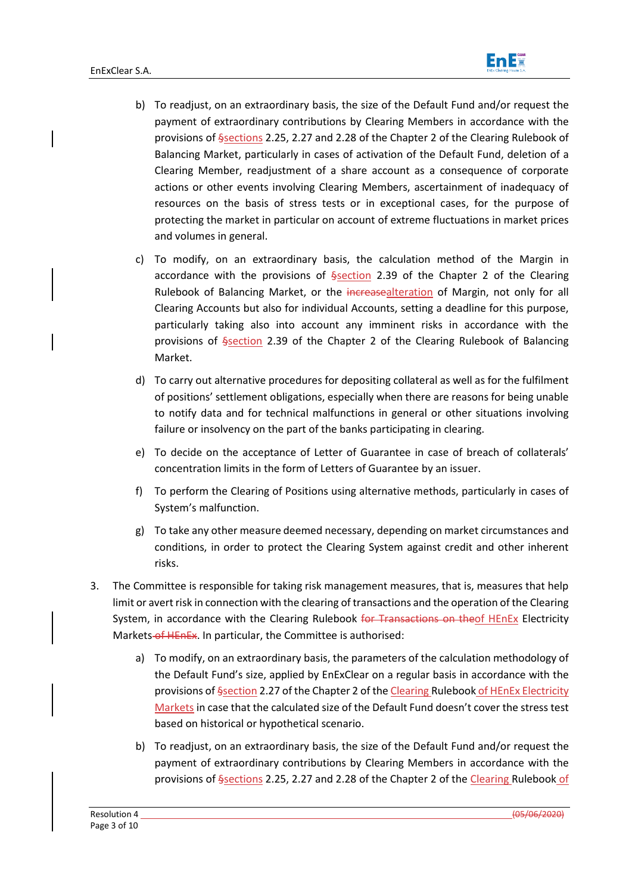b) To readjust, on an extraordinary basis, the size of the Default Fund and/or request the payment of extraordinary contributions by Clearing Members in accordance with the provisions of ~~§~~sections 2.25, 2.27 and 2.28 of the Chapter 2 of the Clearing Rulebook of Balancing Market, particularly in cases of activation of the Default Fund, deletion of a Clearing Member, readjustment of a share account as a consequence of corporate actions or other events involving Clearing Members, ascertainment of inadequacy of resources on the basis of stress tests or in exceptional cases, for the purpose of protecting the market in particular on account of extreme fluctuations in market prices and volumes in general.

c) To modify, on an extraordinary basis, the calculation method of the Margin in accordance with the provisions of ~~§~~section 2.39 of the Chapter 2 of the Clearing Rulebook of Balancing Market, or the ~~increase~~alteration of Margin, not only for all Clearing Accounts but also for individual Accounts, setting a deadline for this purpose, particularly taking also into account any imminent risks in accordance with the provisions of ~~§~~section 2.39 of the Chapter 2 of the Clearing Rulebook of Balancing Market.

d) To carry out alternative procedures for depositing collateral as well as for the fulfilment of positions' settlement obligations, especially when there are reasons for being unable to notify data and for technical malfunctions in general or other situations involving failure or insolvency on the part of the banks participating in clearing.

e) To decide on the acceptance of Letter of Guarantee in case of breach of collaterals' concentration limits in the form of Letters of Guarantee by an issuer.

f) To perform the Clearing of Positions using alternative methods, particularly in cases of System's malfunction.

g) To take any other measure deemed necessary, depending on market circumstances and conditions, in order to protect the Clearing System against credit and other inherent risks.

3. The Committee is responsible for taking risk management measures, that is, measures that help limit or avert risk in connection with the clearing of transactions and the operation of the Clearing System, in accordance with the Clearing Rulebook ~~for Transactions on the~~of HEnEx Electricity Markets~~ of HEnEx~~. In particular, the Committee is authorised:

a) To modify, on an extraordinary basis, the parameters of the calculation methodology of the Default Fund's size, applied by EnExClear on a regular basis in accordance with the provisions of ~~§~~section 2.27 of the Chapter 2 of the Clearing Rulebook of HEnEx Electricity Markets in case that the calculated size of the Default Fund doesn't cover the stress test based on historical or hypothetical scenario.

b) To readjust, on an extraordinary basis, the size of the Default Fund and/or request the payment of extraordinary contributions by Clearing Members in accordance with the provisions of ~~§~~sections 2.25, 2.27 and 2.28 of the Chapter 2 of the Clearing Rulebook of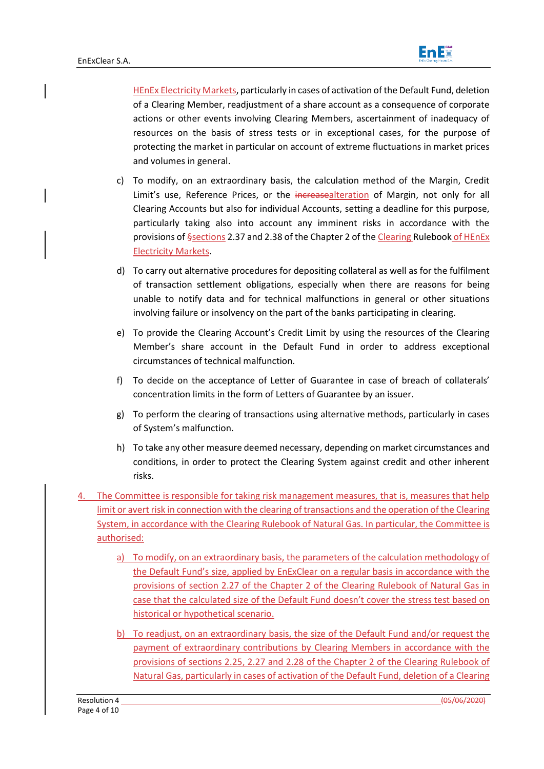HEnEx Electricity Markets, particularly in cases of activation of the Default Fund, deletion of a Clearing Member, readjustment of a share account as a consequence of corporate actions or other events involving Clearing Members, ascertainment of inadequacy of resources on the basis of stress tests or in exceptional cases, for the purpose of protecting the market in particular on account of extreme fluctuations in market prices and volumes in general.

c) To modify, on an extraordinary basis, the calculation method of the Margin, Credit Limit's use, Reference Prices, or the ~~increase~~alteration of Margin, not only for all Clearing Accounts but also for individual Accounts, setting a deadline for this purpose, particularly taking also into account any imminent risks in accordance with the provisions of ~~S~~sections 2.37 and 2.38 of the Chapter 2 of the Clearing Rulebook of HEnEx Electricity Markets.

d) To carry out alternative procedures for depositing collateral as well as for the fulfilment of transaction settlement obligations, especially when there are reasons for being unable to notify data and for technical malfunctions in general or other situations involving failure or insolvency on the part of the banks participating in clearing.

e) To provide the Clearing Account's Credit Limit by using the resources of the Clearing Member's share account in the Default Fund in order to address exceptional circumstances of technical malfunction.

f) To decide on the acceptance of Letter of Guarantee in case of breach of collaterals' concentration limits in the form of Letters of Guarantee by an issuer.

g) To perform the clearing of transactions using alternative methods, particularly in cases of System's malfunction.

h) To take any other measure deemed necessary, depending on market circumstances and conditions, in order to protect the Clearing System against credit and other inherent risks.

4. The Committee is responsible for taking risk management measures, that is, measures that help limit or avert risk in connection with the clearing of transactions and the operation of the Clearing System, in accordance with the Clearing Rulebook of Natural Gas. In particular, the Committee is authorised:

a) To modify, on an extraordinary basis, the parameters of the calculation methodology of the Default Fund's size, applied by EnExClear on a regular basis in accordance with the provisions of section 2.27 of the Chapter 2 of the Clearing Rulebook of Natural Gas in case that the calculated size of the Default Fund doesn't cover the stress test based on historical or hypothetical scenario.

b) To readjust, on an extraordinary basis, the size of the Default Fund and/or request the payment of extraordinary contributions by Clearing Members in accordance with the provisions of sections 2.25, 2.27 and 2.28 of the Chapter 2 of the Clearing Rulebook of Natural Gas, particularly in cases of activation of the Default Fund, deletion of a Clearing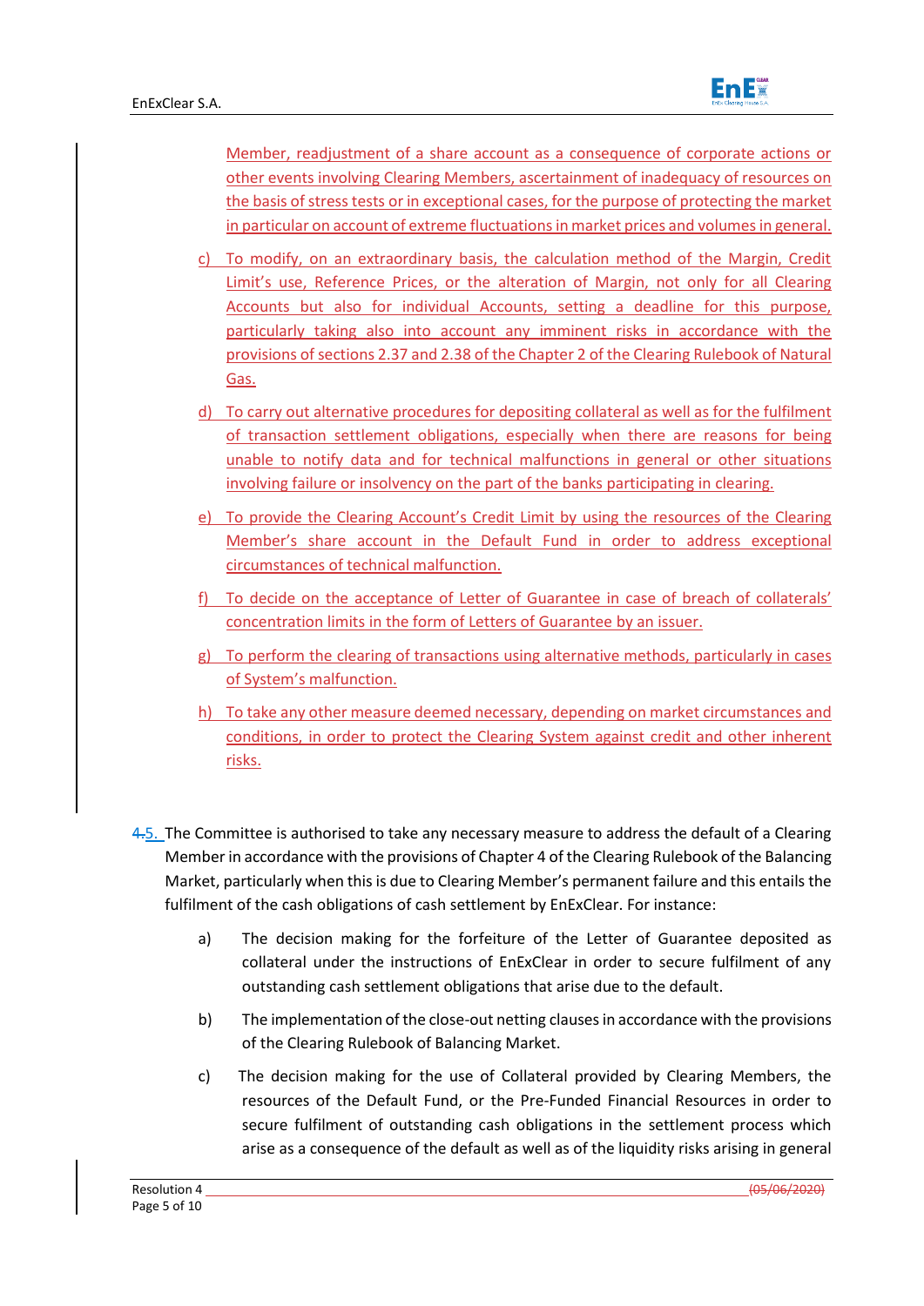Member, readjustment of a share account as a consequence of corporate actions or other events involving Clearing Members, ascertainment of inadequacy of resources on the basis of stress tests or in exceptional cases, for the purpose of protecting the market in particular on account of extreme fluctuations in market prices and volumes in general.

c) To modify, on an extraordinary basis, the calculation method of the Margin, Credit Limit's use, Reference Prices, or the alteration of Margin, not only for all Clearing Accounts but also for individual Accounts, setting a deadline for this purpose, particularly taking also into account any imminent risks in accordance with the provisions of sections 2.37 and 2.38 of the Chapter 2 of the Clearing Rulebook of Natural Gas.

d) To carry out alternative procedures for depositing collateral as well as for the fulfilment of transaction settlement obligations, especially when there are reasons for being unable to notify data and for technical malfunctions in general or other situations involving failure or insolvency on the part of the banks participating in clearing.

e) To provide the Clearing Account's Credit Limit by using the resources of the Clearing Member's share account in the Default Fund in order to address exceptional circumstances of technical malfunction.

f) To decide on the acceptance of Letter of Guarantee in case of breach of collaterals' concentration limits in the form of Letters of Guarantee by an issuer.

g) To perform the clearing of transactions using alternative methods, particularly in cases of System's malfunction.

h) To take any other measure deemed necessary, depending on market circumstances and conditions, in order to protect the Clearing System against credit and other inherent risks.

~~4.~~5. The Committee is authorised to take any necessary measure to address the default of a Clearing Member in accordance with the provisions of Chapter 4 of the Clearing Rulebook of the Balancing Market, particularly when this is due to Clearing Member's permanent failure and this entails the fulfilment of the cash obligations of cash settlement by EnExClear. For instance:

a) The decision making for the forfeiture of the Letter of Guarantee deposited as collateral under the instructions of EnExClear in order to secure fulfilment of any outstanding cash settlement obligations that arise due to the default.

b) The implementation of the close-out netting clauses in accordance with the provisions of the Clearing Rulebook of Balancing Market.

c) The decision making for the use of Collateral provided by Clearing Members, the resources of the Default Fund, or the Pre-Funded Financial Resources in order to secure fulfilment of outstanding cash obligations in the settlement process which arise as a consequence of the default as well as of the liquidity risks arising in general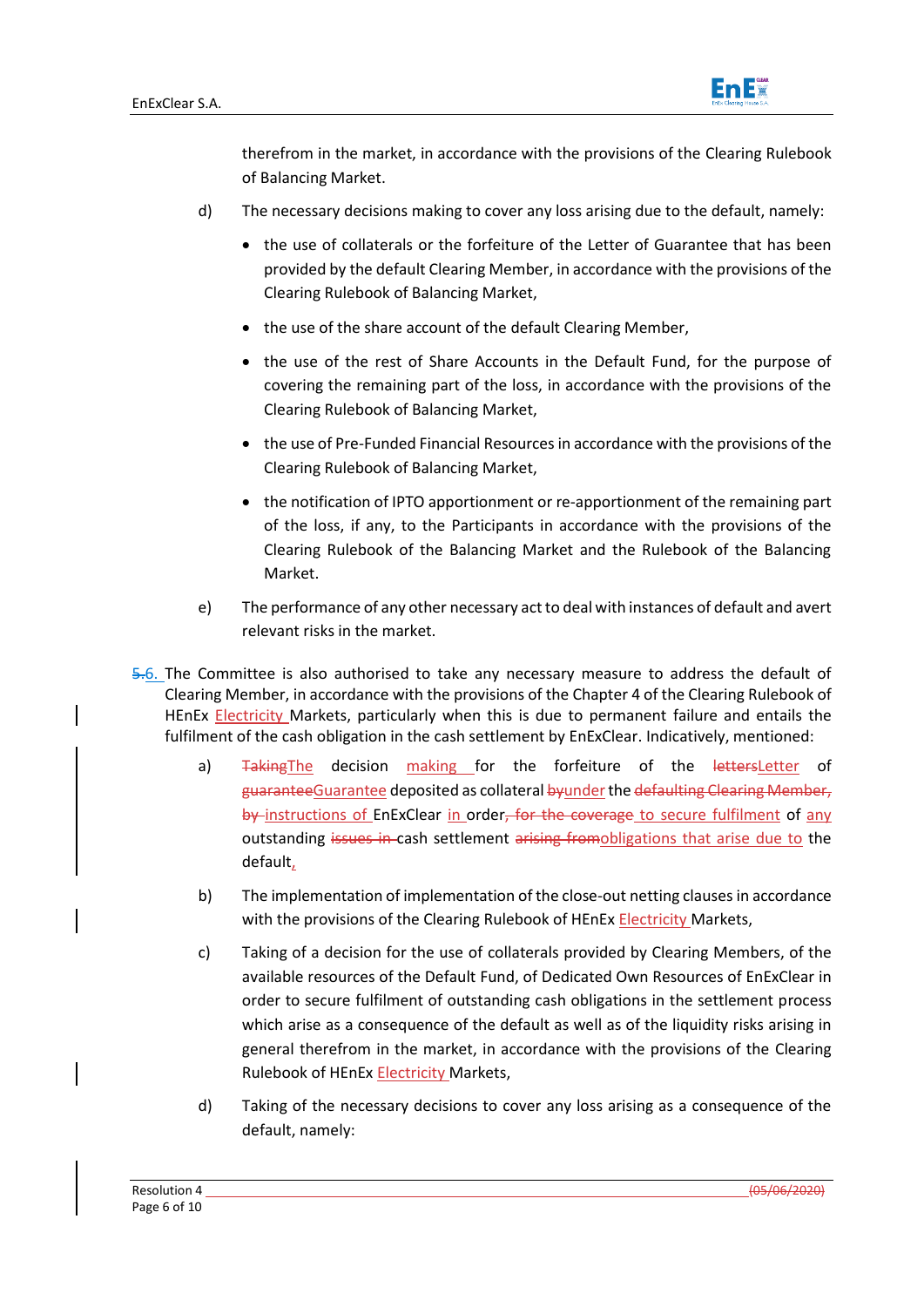therefrom in the market, in accordance with the provisions of the Clearing Rulebook of Balancing Market.

d) The necessary decisions making to cover any loss arising due to the default, namely:

- the use of collaterals or the forfeiture of the Letter of Guarantee that has been provided by the default Clearing Member, in accordance with the provisions of the Clearing Rulebook of Balancing Market,
- the use of the share account of the default Clearing Member,
- the use of the rest of Share Accounts in the Default Fund, for the purpose of covering the remaining part of the loss, in accordance with the provisions of the Clearing Rulebook of Balancing Market,
- the use of Pre-Funded Financial Resources in accordance with the provisions of the Clearing Rulebook of Balancing Market,
- the notification of IPTO apportionment or re-apportionment of the remaining part of the loss, if any, to the Participants in accordance with the provisions of the Clearing Rulebook of the Balancing Market and the Rulebook of the Balancing Market.

e) The performance of any other necessary act to deal with instances of default and avert relevant risks in the market.

~~5.~~6. The Committee is also authorised to take any necessary measure to address the default of Clearing Member, in accordance with the provisions of the Chapter 4 of the Clearing Rulebook of HEnEx Electricity Markets, particularly when this is due to permanent failure and entails the fulfilment of the cash obligation in the cash settlement by EnExClear. Indicatively, mentioned:

a) ~~Taking~~The decision making for the forfeiture of the ~~letters~~Letter of ~~guarantee~~Guarantee deposited as collateral ~~by~~under the ~~defaulting Clearing Member, by~~ instructions of EnExClear in order~~, for the coverage~~ to secure fulfilment of any outstanding ~~issues in~~ cash settlement ~~arising from~~obligations that arise due to the default,

b) The implementation of implementation of the close-out netting clauses in accordance with the provisions of the Clearing Rulebook of HEnEx Electricity Markets,

c) Taking of a decision for the use of collaterals provided by Clearing Members, of the available resources of the Default Fund, of Dedicated Own Resources of EnExClear in order to secure fulfilment of outstanding cash obligations in the settlement process which arise as a consequence of the default as well as of the liquidity risks arising in general therefrom in the market, in accordance with the provisions of the Clearing Rulebook of HEnEx Electricity Markets,

d) Taking of the necessary decisions to cover any loss arising as a consequence of the default, namely: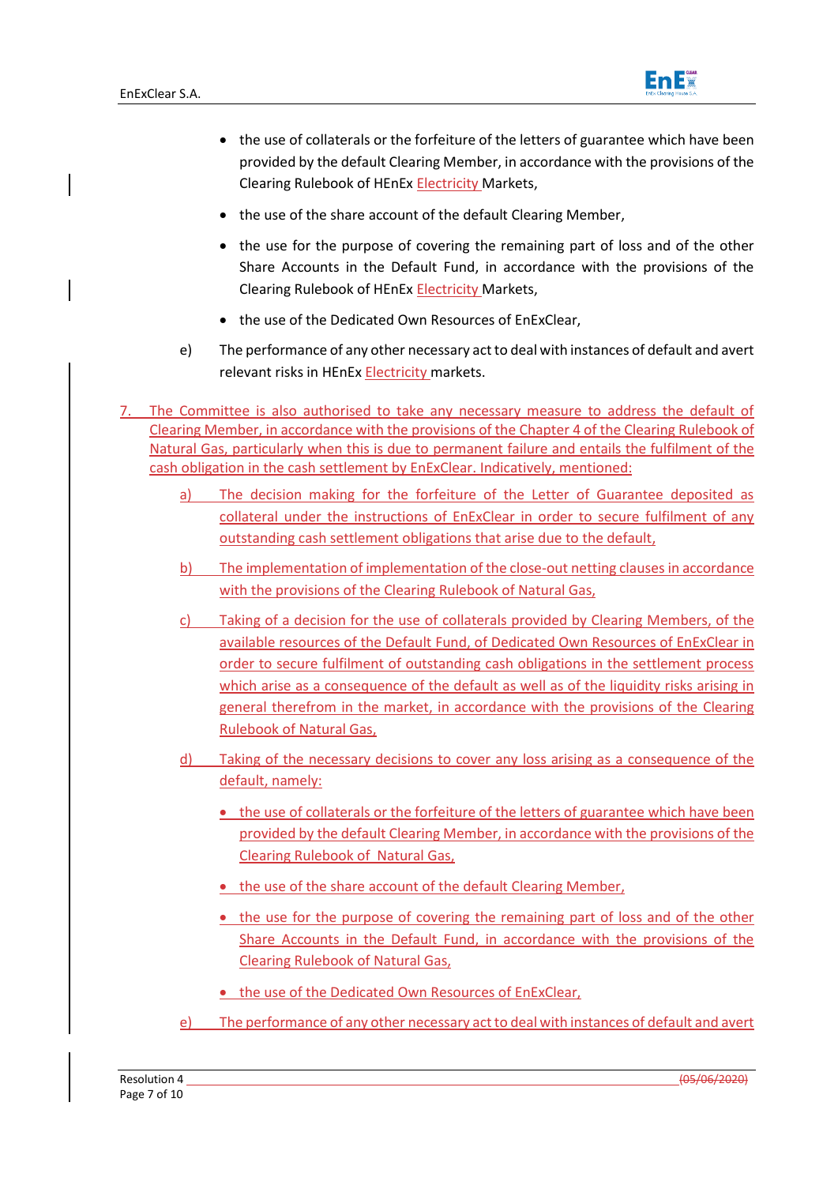- the use of collaterals or the forfeiture of the letters of guarantee which have been provided by the default Clearing Member, in accordance with the provisions of the Clearing Rulebook of HEnEx Electricity Markets,

- the use of the share account of the default Clearing Member,

- the use for the purpose of covering the remaining part of loss and of the other Share Accounts in the Default Fund, in accordance with the provisions of the Clearing Rulebook of HEnEx Electricity Markets,

- the use of the Dedicated Own Resources of EnExClear,

e) The performance of any other necessary act to deal with instances of default and avert relevant risks in HEnEx Electricity markets.

7. The Committee is also authorised to take any necessary measure to address the default of Clearing Member, in accordance with the provisions of the Chapter 4 of the Clearing Rulebook of Natural Gas, particularly when this is due to permanent failure and entails the fulfilment of the cash obligation in the cash settlement by EnExClear. Indicatively, mentioned:

   a) The decision making for the forfeiture of the Letter of Guarantee deposited as collateral under the instructions of EnExClear in order to secure fulfilment of any outstanding cash settlement obligations that arise due to the default,

   b) The implementation of implementation of the close-out netting clauses in accordance with the provisions of the Clearing Rulebook of Natural Gas,

   c) Taking of a decision for the use of collaterals provided by Clearing Members, of the available resources of the Default Fund, of Dedicated Own Resources of EnExClear in order to secure fulfilment of outstanding cash obligations in the settlement process which arise as a consequence of the default as well as of the liquidity risks arising in general therefrom in the market, in accordance with the provisions of the Clearing Rulebook of Natural Gas,

   d) Taking of the necessary decisions to cover any loss arising as a consequence of the default, namely:

      - the use of collaterals or the forfeiture of the letters of guarantee which have been provided by the default Clearing Member, in accordance with the provisions of the Clearing Rulebook of Natural Gas,

      - the use of the share account of the default Clearing Member,

      - the use for the purpose of covering the remaining part of loss and of the other Share Accounts in the Default Fund, in accordance with the provisions of the Clearing Rulebook of Natural Gas,

      - the use of the Dedicated Own Resources of EnExClear,

   e) The performance of any other necessary act to deal with instances of default and avert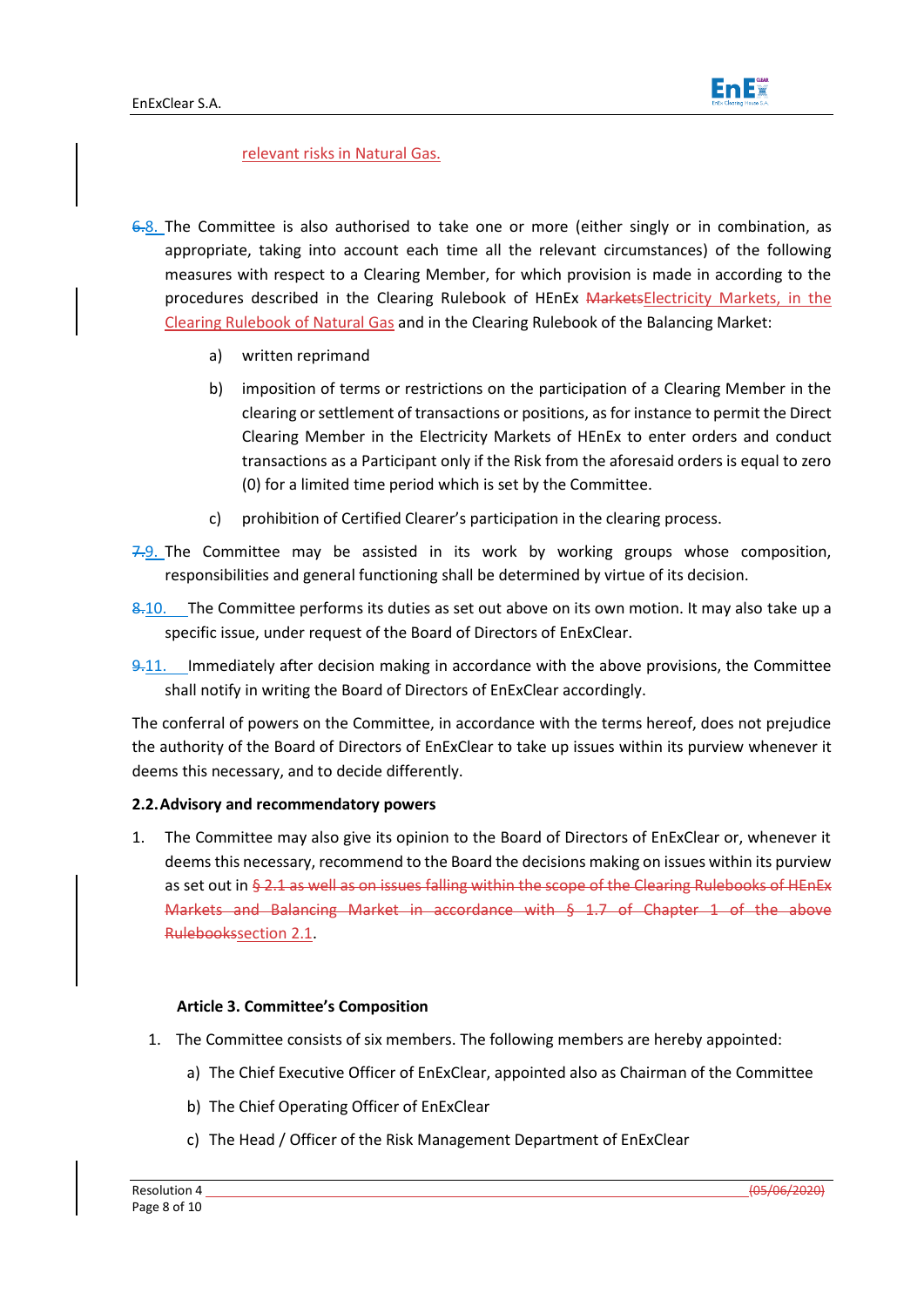relevant risks in Natural Gas.

6.8. The Committee is also authorised to take one or more (either singly or in combination, as appropriate, taking into account each time all the relevant circumstances) of the following measures with respect to a Clearing Member, for which provision is made in according to the procedures described in the Clearing Rulebook of HEnEx MarketsElectricity Markets, in the Clearing Rulebook of Natural Gas and in the Clearing Rulebook of the Balancing Market:

a) written reprimand

b) imposition of terms or restrictions on the participation of a Clearing Member in the clearing or settlement of transactions or positions, as for instance to permit the Direct Clearing Member in the Electricity Markets of HEnEx to enter orders and conduct transactions as a Participant only if the Risk from the aforesaid orders is equal to zero (0) for a limited time period which is set by the Committee.

c) prohibition of Certified Clearer's participation in the clearing process.

7.9. The Committee may be assisted in its work by working groups whose composition, responsibilities and general functioning shall be determined by virtue of its decision.

8.10. The Committee performs its duties as set out above on its own motion. It may also take up a specific issue, under request of the Board of Directors of EnExClear.

9.11. Immediately after decision making in accordance with the above provisions, the Committee shall notify in writing the Board of Directors of EnExClear accordingly.

The conferral of powers on the Committee, in accordance with the terms hereof, does not prejudice the authority of the Board of Directors of EnExClear to take up issues within its purview whenever it deems this necessary, and to decide differently.

**2.2. Advisory and recommendatory powers**

1. The Committee may also give its opinion to the Board of Directors of EnExClear or, whenever it deems this necessary, recommend to the Board the decisions making on issues within its purview as set out in ~~§ 2.1 as well as on issues falling within the scope of the Clearing Rulebooks of HEnEx Markets and Balancing Market in accordance with § 1.7 of Chapter 1 of the above Rulebooks~~section 2.1.

**Article 3. Committee's Composition**

1. The Committee consists of six members. The following members are hereby appointed:

   a) The Chief Executive Officer of EnExClear, appointed also as Chairman of the Committee

   b) The Chief Operating Officer of EnExClear

   c) The Head / Officer of the Risk Management Department of EnExClear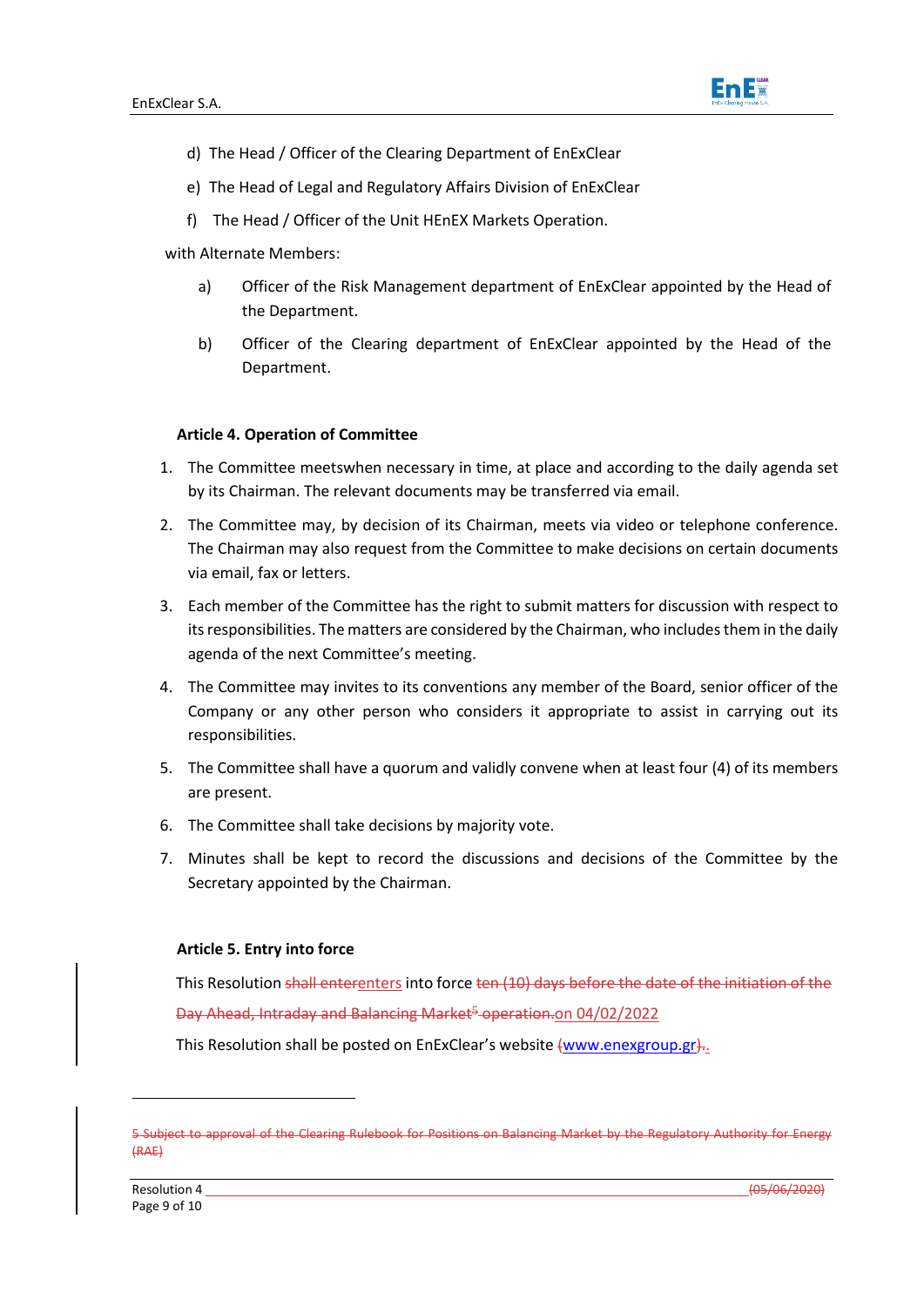d) The Head / Officer of the Clearing Department of EnExClear

e) The Head of Legal and Regulatory Affairs Division of EnExClear

f) The Head / Officer of the Unit HEnEX Markets Operation.

with Alternate Members:

a) Officer of the Risk Management department of EnExClear appointed by the Head of the Department.

b) Officer of the Clearing department of EnExClear appointed by the Head of the Department.

### Article 4. Operation of Committee

1. The Committee meetswhen necessary in time, at place and according to the daily agenda set by its Chairman. The relevant documents may be transferred via email.
2. The Committee may, by decision of its Chairman, meets via video or telephone conference. The Chairman may also request from the Committee to make decisions on certain documents via email, fax or letters.
3. Each member of the Committee has the right to submit matters for discussion with respect to its responsibilities. The matters are considered by the Chairman, who includes them in the daily agenda of the next Committee's meeting.
4. The Committee may invites to its conventions any member of the Board, senior officer of the Company or any other person who considers it appropriate to assist in carrying out its responsibilities.
5. The Committee shall have a quorum and validly convene when at least four (4) of its members are present.
6. The Committee shall take decisions by majority vote.
7. Minutes shall be kept to record the discussions and decisions of the Committee by the Secretary appointed by the Chairman.

### Article 5. Entry into force

This Resolution ~~shall enter~~enters into force ~~ten (10) days before the date of the initiation of the Day Ahead, Intraday and Balancing Market[5] operation.~~on 04/02/2022

This Resolution shall be posted on EnExClear's website ~~(~~www.enexgroup.gr~~)~~.

~~5 Subject to approval of the Clearing Rulebook for Positions on Balancing Market by the Regulatory Authority for Energy (RAE)~~